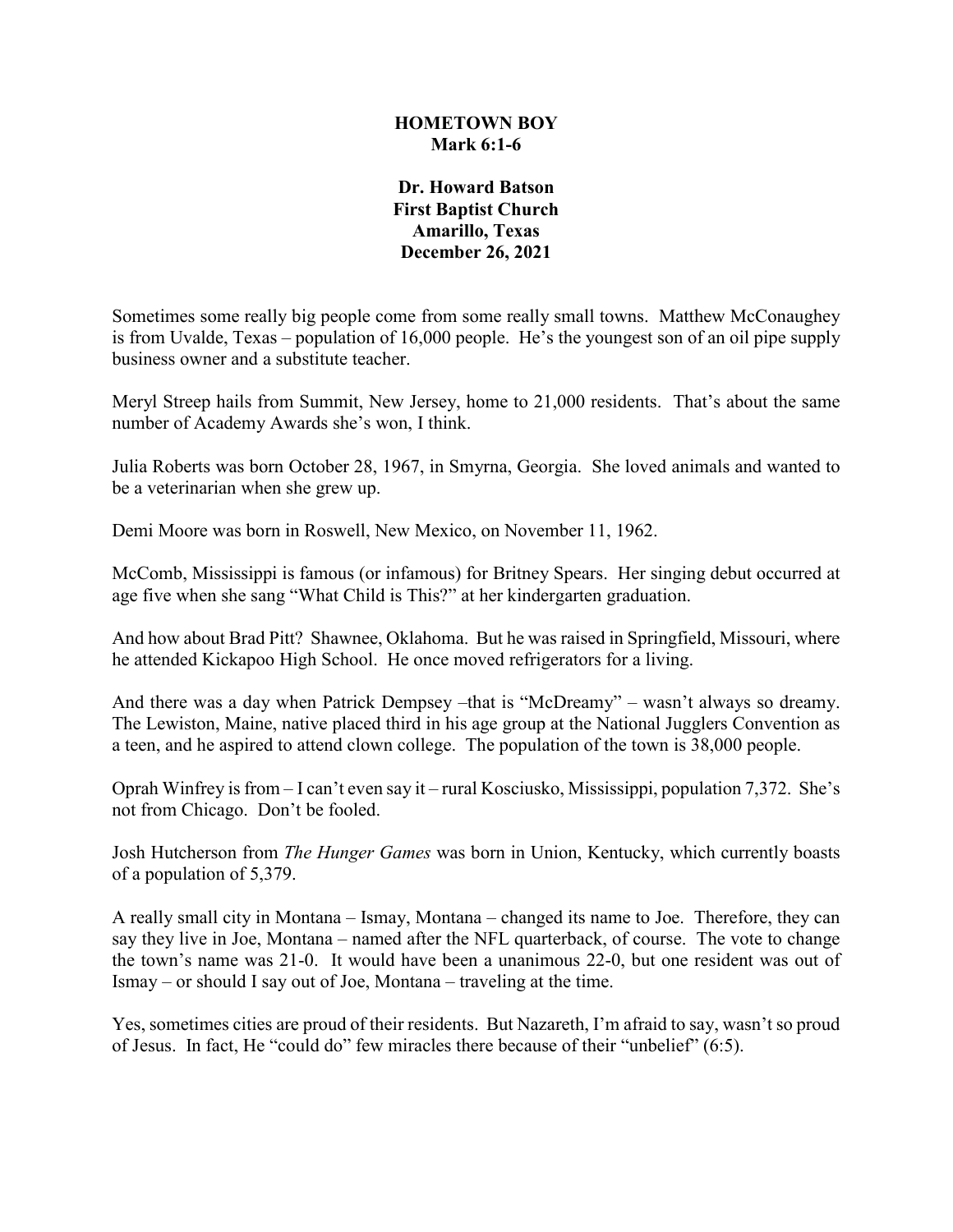# HOMETOWN BOY
## Mark 6:1-6

**Dr. Howard Batson**
**First Baptist Church**
**Amarillo, Texas**
**December 26, 2021**

Sometimes some really big people come from some really small towns. Matthew McConaughey is from Uvalde, Texas – population of 16,000 people. He's the youngest son of an oil pipe supply business owner and a substitute teacher.

Meryl Streep hails from Summit, New Jersey, home to 21,000 residents. That's about the same number of Academy Awards she's won, I think.

Julia Roberts was born October 28, 1967, in Smyrna, Georgia. She loved animals and wanted to be a veterinarian when she grew up.

Demi Moore was born in Roswell, New Mexico, on November 11, 1962.

McComb, Mississippi is famous (or infamous) for Britney Spears. Her singing debut occurred at age five when she sang "What Child is This?" at her kindergarten graduation.

And how about Brad Pitt? Shawnee, Oklahoma. But he was raised in Springfield, Missouri, where he attended Kickapoo High School. He once moved refrigerators for a living.

And there was a day when Patrick Dempsey –that is "McDreamy" – wasn't always so dreamy. The Lewiston, Maine, native placed third in his age group at the National Jugglers Convention as a teen, and he aspired to attend clown college. The population of the town is 38,000 people.

Oprah Winfrey is from – I can't even say it – rural Kosciusko, Mississippi, population 7,372. She's not from Chicago. Don't be fooled.

Josh Hutcherson from *The Hunger Games* was born in Union, Kentucky, which currently boasts of a population of 5,379.

A really small city in Montana – Ismay, Montana – changed its name to Joe. Therefore, they can say they live in Joe, Montana – named after the NFL quarterback, of course. The vote to change the town's name was 21-0. It would have been a unanimous 22-0, but one resident was out of Ismay – or should I say out of Joe, Montana – traveling at the time.

Yes, sometimes cities are proud of their residents. But Nazareth, I'm afraid to say, wasn't so proud of Jesus. In fact, He "could do" few miracles there because of their "unbelief" (6:5).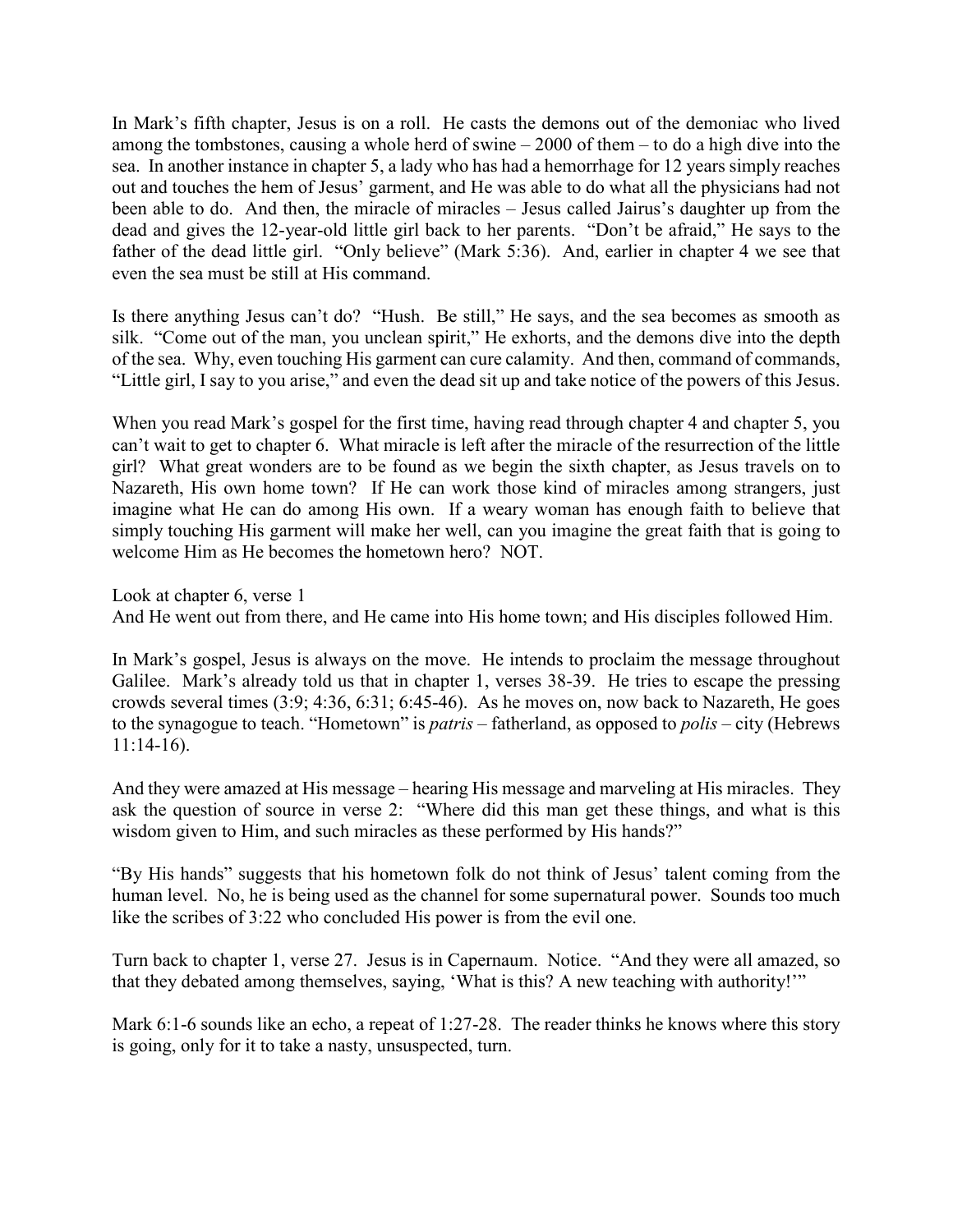In Mark's fifth chapter, Jesus is on a roll. He casts the demons out of the demoniac who lived among the tombstones, causing a whole herd of swine – 2000 of them – to do a high dive into the sea. In another instance in chapter 5, a lady who has had a hemorrhage for 12 years simply reaches out and touches the hem of Jesus' garment, and He was able to do what all the physicians had not been able to do. And then, the miracle of miracles – Jesus called Jairus's daughter up from the dead and gives the 12-year-old little girl back to her parents. "Don't be afraid," He says to the father of the dead little girl. "Only believe" (Mark 5:36). And, earlier in chapter 4 we see that even the sea must be still at His command.

Is there anything Jesus can't do? "Hush. Be still," He says, and the sea becomes as smooth as silk. "Come out of the man, you unclean spirit," He exhorts, and the demons dive into the depth of the sea. Why, even touching His garment can cure calamity. And then, command of commands, "Little girl, I say to you arise," and even the dead sit up and take notice of the powers of this Jesus.

When you read Mark's gospel for the first time, having read through chapter 4 and chapter 5, you can't wait to get to chapter 6. What miracle is left after the miracle of the resurrection of the little girl? What great wonders are to be found as we begin the sixth chapter, as Jesus travels on to Nazareth, His own home town? If He can work those kind of miracles among strangers, just imagine what He can do among His own. If a weary woman has enough faith to believe that simply touching His garment will make her well, can you imagine the great faith that is going to welcome Him as He becomes the hometown hero? NOT.

Look at chapter 6, verse 1
And He went out from there, and He came into His home town; and His disciples followed Him.

In Mark's gospel, Jesus is always on the move. He intends to proclaim the message throughout Galilee. Mark's already told us that in chapter 1, verses 38-39. He tries to escape the pressing crowds several times (3:9; 4:36, 6:31; 6:45-46). As he moves on, now back to Nazareth, He goes to the synagogue to teach. "Hometown" is *patris* – fatherland, as opposed to *polis* – city (Hebrews 11:14-16).

And they were amazed at His message – hearing His message and marveling at His miracles. They ask the question of source in verse 2: "Where did this man get these things, and what is this wisdom given to Him, and such miracles as these performed by His hands?"

"By His hands" suggests that his hometown folk do not think of Jesus' talent coming from the human level. No, he is being used as the channel for some supernatural power. Sounds too much like the scribes of 3:22 who concluded His power is from the evil one.

Turn back to chapter 1, verse 27. Jesus is in Capernaum. Notice. "And they were all amazed, so that they debated among themselves, saying, 'What is this? A new teaching with authority!'"

Mark 6:1-6 sounds like an echo, a repeat of 1:27-28. The reader thinks he knows where this story is going, only for it to take a nasty, unsuspected, turn.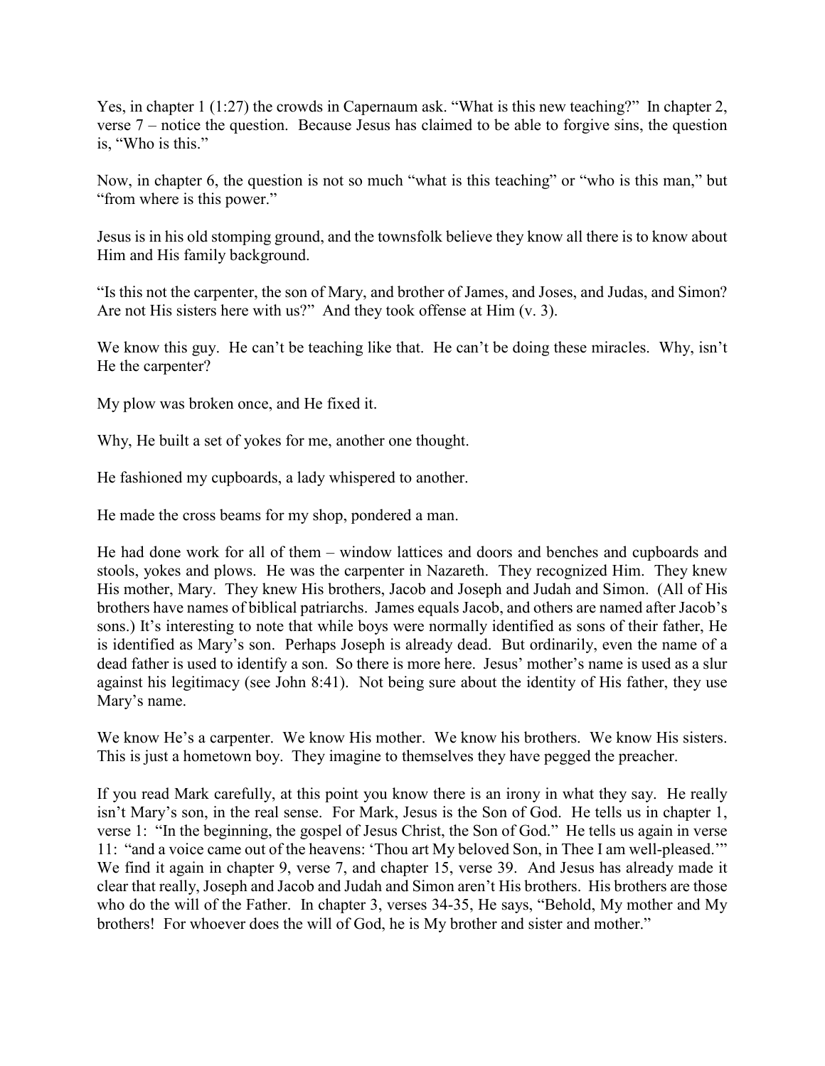Yes, in chapter 1 (1:27) the crowds in Capernaum ask. "What is this new teaching?" In chapter 2, verse 7 – notice the question. Because Jesus has claimed to be able to forgive sins, the question is, "Who is this."

Now, in chapter 6, the question is not so much "what is this teaching" or "who is this man," but "from where is this power."

Jesus is in his old stomping ground, and the townsfolk believe they know all there is to know about Him and His family background.

"Is this not the carpenter, the son of Mary, and brother of James, and Joses, and Judas, and Simon? Are not His sisters here with us?" And they took offense at Him (v. 3).

We know this guy. He can't be teaching like that. He can't be doing these miracles. Why, isn't He the carpenter?

My plow was broken once, and He fixed it.

Why, He built a set of yokes for me, another one thought.

He fashioned my cupboards, a lady whispered to another.

He made the cross beams for my shop, pondered a man.

He had done work for all of them – window lattices and doors and benches and cupboards and stools, yokes and plows. He was the carpenter in Nazareth. They recognized Him. They knew His mother, Mary. They knew His brothers, Jacob and Joseph and Judah and Simon. (All of His brothers have names of biblical patriarchs. James equals Jacob, and others are named after Jacob's sons.) It's interesting to note that while boys were normally identified as sons of their father, He is identified as Mary's son. Perhaps Joseph is already dead. But ordinarily, even the name of a dead father is used to identify a son. So there is more here. Jesus' mother's name is used as a slur against his legitimacy (see John 8:41). Not being sure about the identity of His father, they use Mary's name.

We know He's a carpenter. We know His mother. We know his brothers. We know His sisters. This is just a hometown boy. They imagine to themselves they have pegged the preacher.

If you read Mark carefully, at this point you know there is an irony in what they say. He really isn't Mary's son, in the real sense. For Mark, Jesus is the Son of God. He tells us in chapter 1, verse 1: "In the beginning, the gospel of Jesus Christ, the Son of God." He tells us again in verse 11: "and a voice came out of the heavens: 'Thou art My beloved Son, in Thee I am well-pleased.'" We find it again in chapter 9, verse 7, and chapter 15, verse 39. And Jesus has already made it clear that really, Joseph and Jacob and Judah and Simon aren't His brothers. His brothers are those who do the will of the Father. In chapter 3, verses 34-35, He says, "Behold, My mother and My brothers! For whoever does the will of God, he is My brother and sister and mother."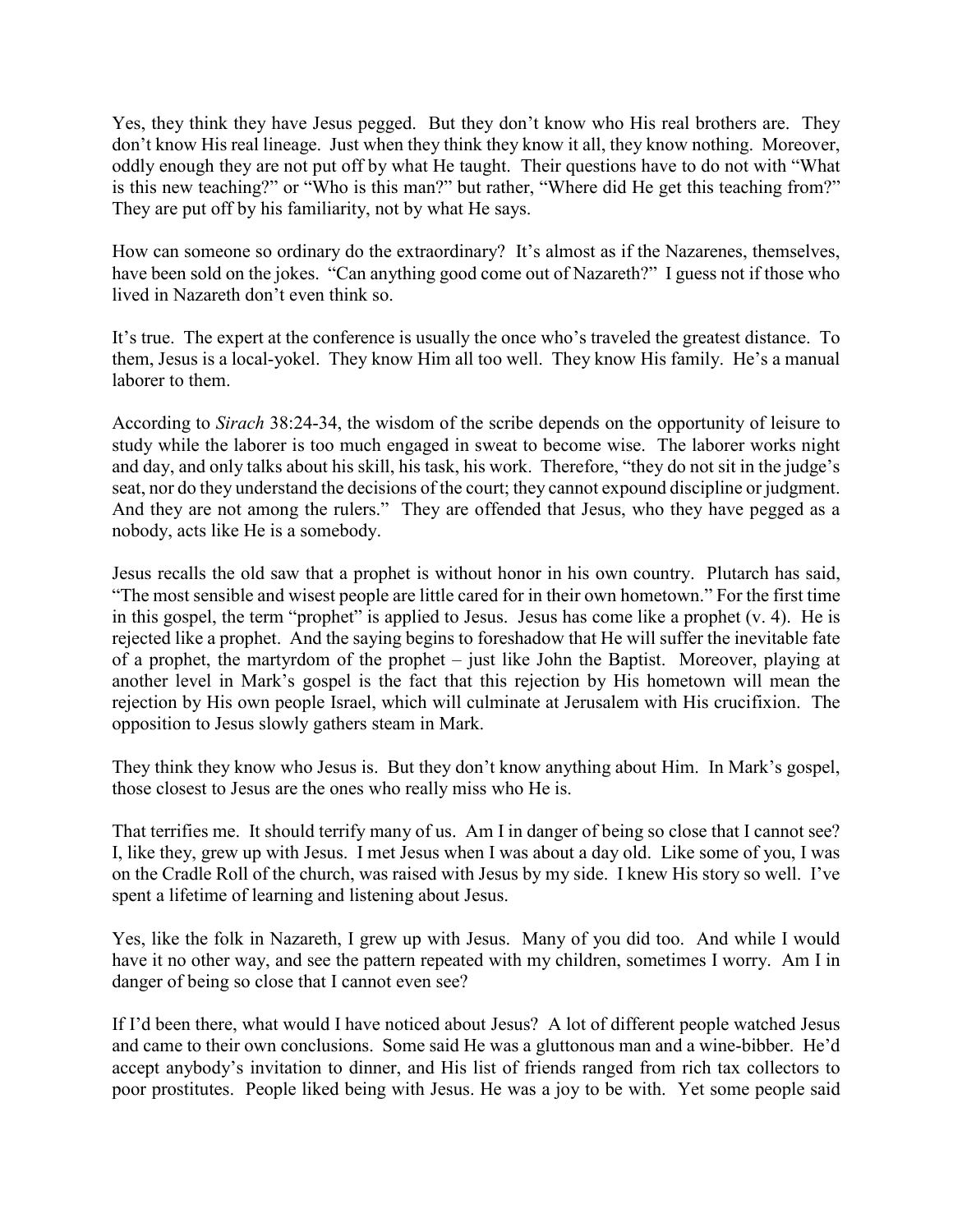Yes, they think they have Jesus pegged. But they don't know who His real brothers are. They don't know His real lineage. Just when they think they know it all, they know nothing. Moreover, oddly enough they are not put off by what He taught. Their questions have to do not with "What is this new teaching?" or "Who is this man?" but rather, "Where did He get this teaching from?" They are put off by his familiarity, not by what He says.

How can someone so ordinary do the extraordinary? It's almost as if the Nazarenes, themselves, have been sold on the jokes. "Can anything good come out of Nazareth?" I guess not if those who lived in Nazareth don't even think so.

It's true. The expert at the conference is usually the once who's traveled the greatest distance. To them, Jesus is a local-yokel. They know Him all too well. They know His family. He's a manual laborer to them.

According to *Sirach* 38:24-34, the wisdom of the scribe depends on the opportunity of leisure to study while the laborer is too much engaged in sweat to become wise. The laborer works night and day, and only talks about his skill, his task, his work. Therefore, "they do not sit in the judge's seat, nor do they understand the decisions of the court; they cannot expound discipline or judgment. And they are not among the rulers." They are offended that Jesus, who they have pegged as a nobody, acts like He is a somebody.

Jesus recalls the old saw that a prophet is without honor in his own country. Plutarch has said, "The most sensible and wisest people are little cared for in their own hometown." For the first time in this gospel, the term "prophet" is applied to Jesus. Jesus has come like a prophet (v. 4). He is rejected like a prophet. And the saying begins to foreshadow that He will suffer the inevitable fate of a prophet, the martyrdom of the prophet – just like John the Baptist. Moreover, playing at another level in Mark's gospel is the fact that this rejection by His hometown will mean the rejection by His own people Israel, which will culminate at Jerusalem with His crucifixion. The opposition to Jesus slowly gathers steam in Mark.

They think they know who Jesus is. But they don't know anything about Him. In Mark's gospel, those closest to Jesus are the ones who really miss who He is.

That terrifies me. It should terrify many of us. Am I in danger of being so close that I cannot see? I, like they, grew up with Jesus. I met Jesus when I was about a day old. Like some of you, I was on the Cradle Roll of the church, was raised with Jesus by my side. I knew His story so well. I've spent a lifetime of learning and listening about Jesus.

Yes, like the folk in Nazareth, I grew up with Jesus. Many of you did too. And while I would have it no other way, and see the pattern repeated with my children, sometimes I worry. Am I in danger of being so close that I cannot even see?

If I'd been there, what would I have noticed about Jesus? A lot of different people watched Jesus and came to their own conclusions. Some said He was a gluttonous man and a wine-bibber. He'd accept anybody's invitation to dinner, and His list of friends ranged from rich tax collectors to poor prostitutes. People liked being with Jesus. He was a joy to be with. Yet some people said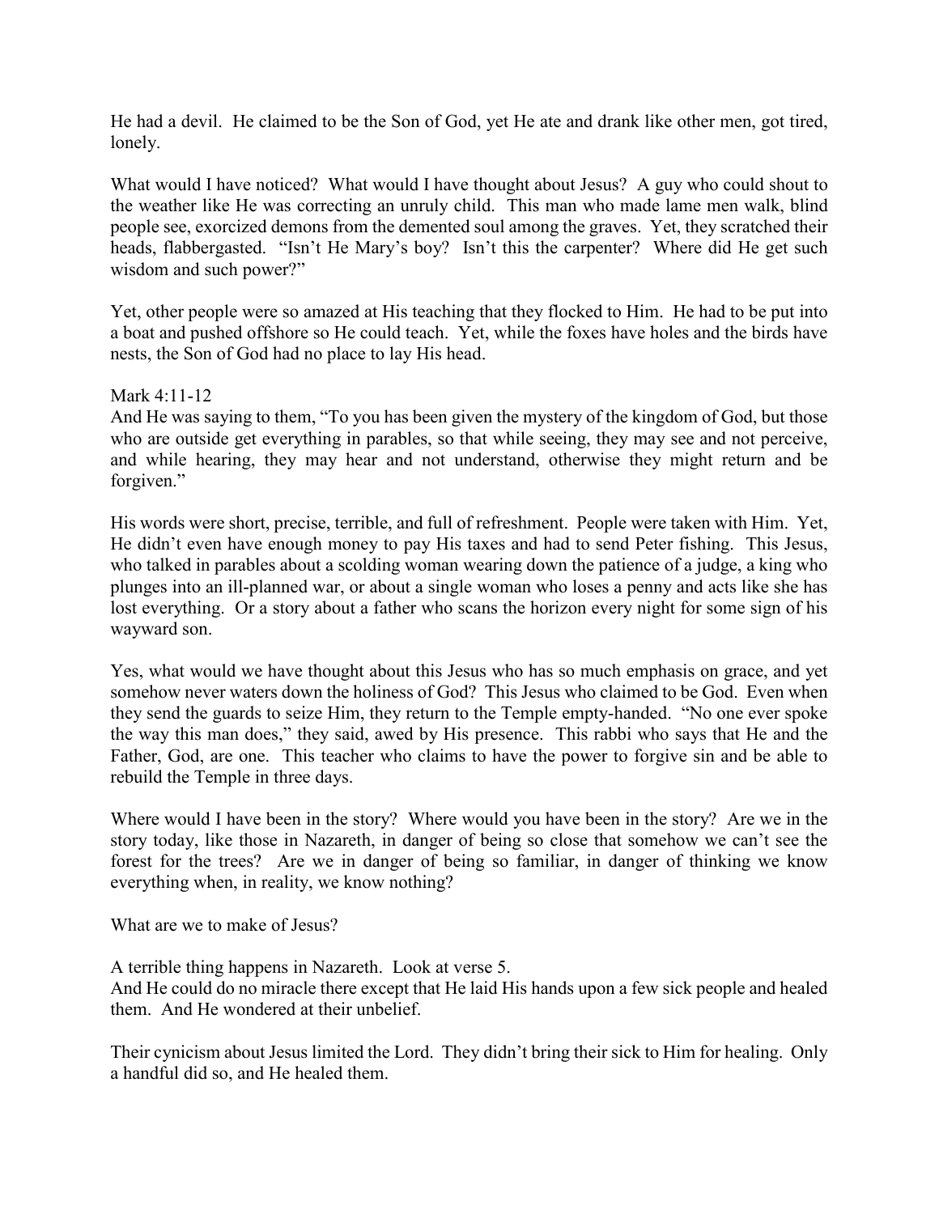He had a devil. He claimed to be the Son of God, yet He ate and drank like other men, got tired, lonely.

What would I have noticed? What would I have thought about Jesus? A guy who could shout to the weather like He was correcting an unruly child. This man who made lame men walk, blind people see, exorcized demons from the demented soul among the graves. Yet, they scratched their heads, flabbergasted. "Isn't He Mary's boy? Isn't this the carpenter? Where did He get such wisdom and such power?"

Yet, other people were so amazed at His teaching that they flocked to Him. He had to be put into a boat and pushed offshore so He could teach. Yet, while the foxes have holes and the birds have nests, the Son of God had no place to lay His head.

Mark 4:11-12
And He was saying to them, "To you has been given the mystery of the kingdom of God, but those who are outside get everything in parables, so that while seeing, they may see and not perceive, and while hearing, they may hear and not understand, otherwise they might return and be forgiven."

His words were short, precise, terrible, and full of refreshment. People were taken with Him. Yet, He didn't even have enough money to pay His taxes and had to send Peter fishing. This Jesus, who talked in parables about a scolding woman wearing down the patience of a judge, a king who plunges into an ill-planned war, or about a single woman who loses a penny and acts like she has lost everything. Or a story about a father who scans the horizon every night for some sign of his wayward son.

Yes, what would we have thought about this Jesus who has so much emphasis on grace, and yet somehow never waters down the holiness of God? This Jesus who claimed to be God. Even when they send the guards to seize Him, they return to the Temple empty-handed. "No one ever spoke the way this man does," they said, awed by His presence. This rabbi who says that He and the Father, God, are one. This teacher who claims to have the power to forgive sin and be able to rebuild the Temple in three days.

Where would I have been in the story? Where would you have been in the story? Are we in the story today, like those in Nazareth, in danger of being so close that somehow we can't see the forest for the trees? Are we in danger of being so familiar, in danger of thinking we know everything when, in reality, we know nothing?

What are we to make of Jesus?

A terrible thing happens in Nazareth. Look at verse 5.
And He could do no miracle there except that He laid His hands upon a few sick people and healed them. And He wondered at their unbelief.

Their cynicism about Jesus limited the Lord. They didn't bring their sick to Him for healing. Only a handful did so, and He healed them.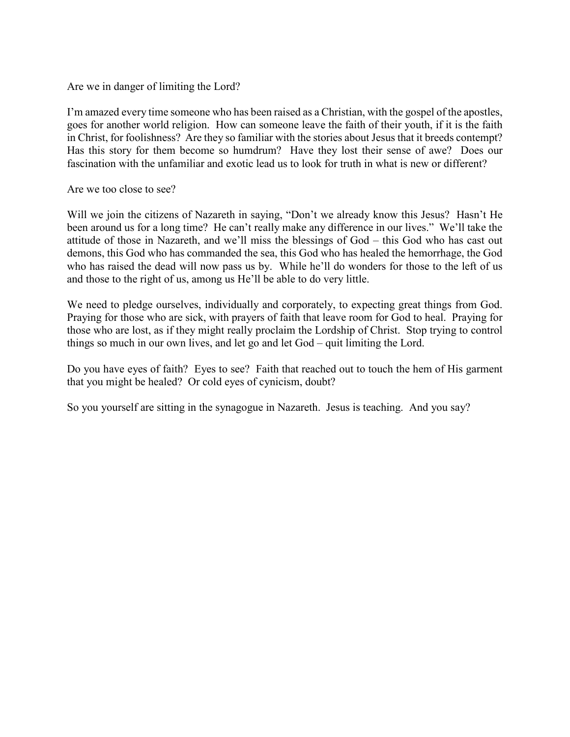Are we in danger of limiting the Lord?

I'm amazed every time someone who has been raised as a Christian, with the gospel of the apostles, goes for another world religion. How can someone leave the faith of their youth, if it is the faith in Christ, for foolishness? Are they so familiar with the stories about Jesus that it breeds contempt? Has this story for them become so humdrum? Have they lost their sense of awe? Does our fascination with the unfamiliar and exotic lead us to look for truth in what is new or different?

Are we too close to see?

Will we join the citizens of Nazareth in saying, "Don't we already know this Jesus? Hasn't He been around us for a long time? He can't really make any difference in our lives." We'll take the attitude of those in Nazareth, and we'll miss the blessings of God – this God who has cast out demons, this God who has commanded the sea, this God who has healed the hemorrhage, the God who has raised the dead will now pass us by. While he'll do wonders for those to the left of us and those to the right of us, among us He'll be able to do very little.

We need to pledge ourselves, individually and corporately, to expecting great things from God. Praying for those who are sick, with prayers of faith that leave room for God to heal. Praying for those who are lost, as if they might really proclaim the Lordship of Christ. Stop trying to control things so much in our own lives, and let go and let God – quit limiting the Lord.

Do you have eyes of faith? Eyes to see? Faith that reached out to touch the hem of His garment that you might be healed? Or cold eyes of cynicism, doubt?

So you yourself are sitting in the synagogue in Nazareth. Jesus is teaching. And you say?